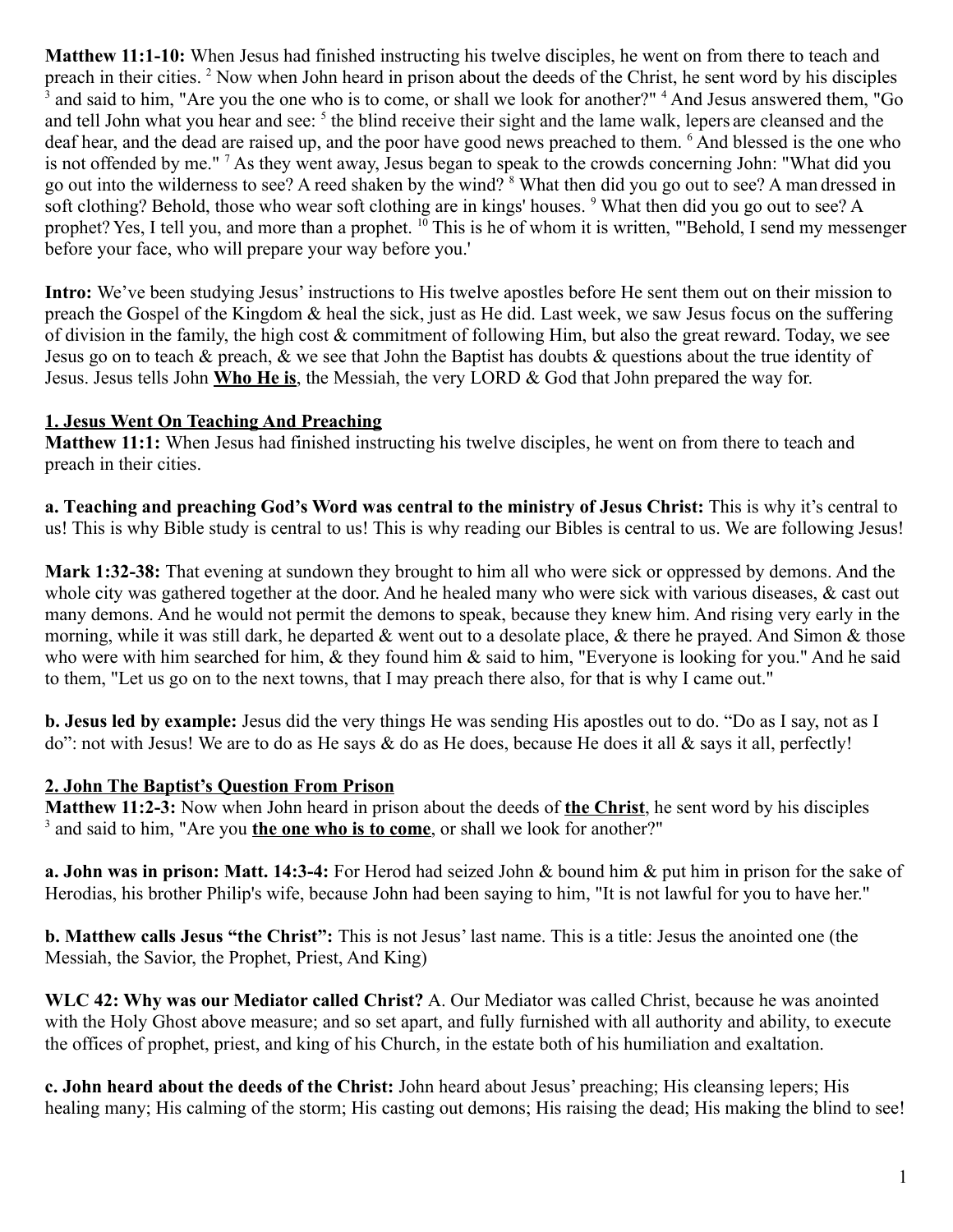**Matthew 11:1-10:** When Jesus had finished instructing his twelve disciples, he went on from there to teach and preach in their cities. [2] Now when John heard in prison about the deeds of the Christ, he sent word by his disciples [3] and said to him, "Are you the one who is to come, or shall we look for another?" [4] And Jesus answered them, "Go and tell John what you hear and see: [5] the blind receive their sight and the lame walk, lepers are cleansed and the deaf hear, and the dead are raised up, and the poor have good news preached to them. [6] And blessed is the one who is not offended by me." [7] As they went away, Jesus began to speak to the crowds concerning John: "What did you go out into the wilderness to see? A reed shaken by the wind? [8] What then did you go out to see? A man dressed in soft clothing? Behold, those who wear soft clothing are in kings' houses. [9] What then did you go out to see? A prophet? Yes, I tell you, and more than a prophet. [10] This is he of whom it is written, "'Behold, I send my messenger before your face, who will prepare your way before you.'

**Intro:** We've been studying Jesus' instructions to His twelve apostles before He sent them out on their mission to preach the Gospel of the Kingdom & heal the sick, just as He did. Last week, we saw Jesus focus on the suffering of division in the family, the high cost & commitment of following Him, but also the great reward. Today, we see Jesus go on to teach & preach, & we see that John the Baptist has doubts & questions about the true identity of Jesus. Jesus tells John **<u>Who He is</u>**, the Messiah, the very LORD & God that John prepared the way for.

## 1. Jesus Went On Teaching And Preaching

**Matthew 11:1:** When Jesus had finished instructing his twelve disciples, he went on from there to teach and preach in their cities.

**a. Teaching and preaching God's Word was central to the ministry of Jesus Christ:** This is why it's central to us! This is why Bible study is central to us! This is why reading our Bibles is central to us. We are following Jesus!

**Mark 1:32-38:** That evening at sundown they brought to him all who were sick or oppressed by demons. And the whole city was gathered together at the door. And he healed many who were sick with various diseases, & cast out many demons. And he would not permit the demons to speak, because they knew him. And rising very early in the morning, while it was still dark, he departed & went out to a desolate place, & there he prayed. And Simon & those who were with him searched for him, & they found him & said to him, "Everyone is looking for you." And he said to them, "Let us go on to the next towns, that I may preach there also, for that is why I came out."

**b. Jesus led by example:** Jesus did the very things He was sending His apostles out to do. "Do as I say, not as I do": not with Jesus! We are to do as He says & do as He does, because He does it all & says it all, perfectly!

## 2. John The Baptist's Question From Prison

**Matthew 11:2-3:** Now when John heard in prison about the deeds of **<u>the Christ</u>**, he sent word by his disciples [3] and said to him, "Are you **<u>the one who is to come</u>**, or shall we look for another?"

**a. John was in prison: Matt. 14:3-4:** For Herod had seized John & bound him & put him in prison for the sake of Herodias, his brother Philip's wife, because John had been saying to him, "It is not lawful for you to have her."

**b. Matthew calls Jesus "the Christ":** This is not Jesus' last name. This is a title: Jesus the anointed one (the Messiah, the Savior, the Prophet, Priest, And King)

**WLC 42: Why was our Mediator called Christ?** A. Our Mediator was called Christ, because he was anointed with the Holy Ghost above measure; and so set apart, and fully furnished with all authority and ability, to execute the offices of prophet, priest, and king of his Church, in the estate both of his humiliation and exaltation.

**c. John heard about the deeds of the Christ:** John heard about Jesus' preaching; His cleansing lepers; His healing many; His calming of the storm; His casting out demons; His raising the dead; His making the blind to see!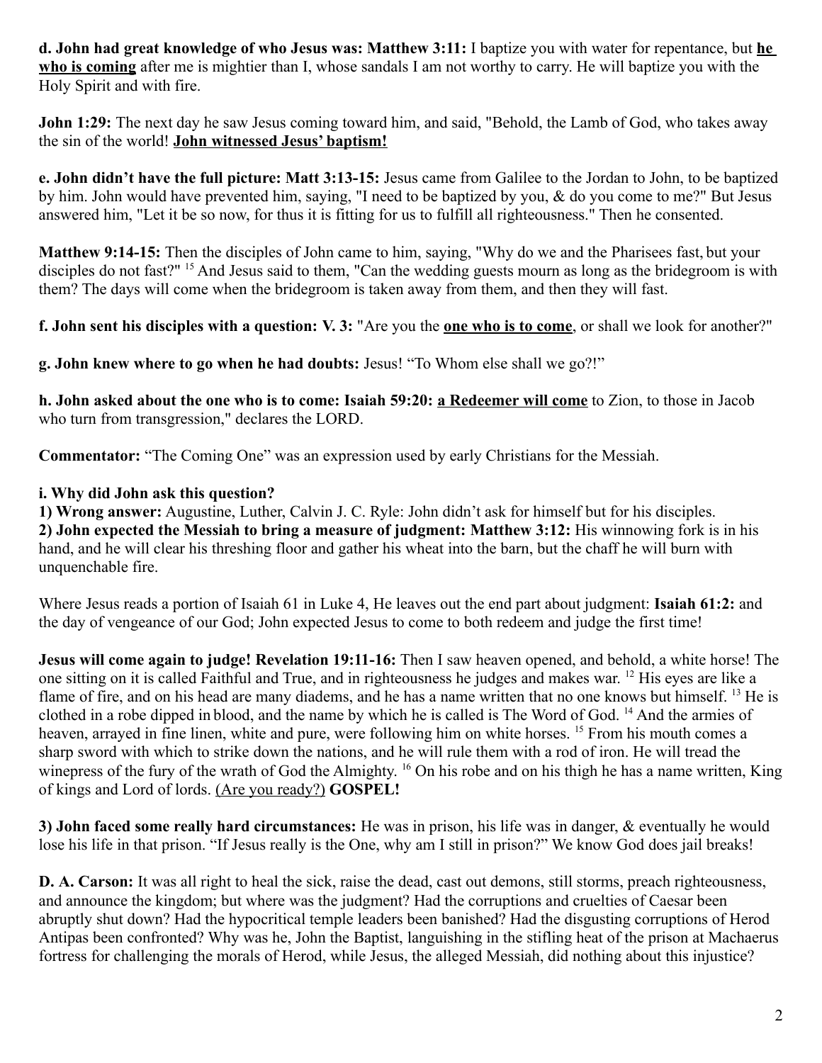**d. John had great knowledge of who Jesus was: Matthew 3:11:** I baptize you with water for repentance, but **<u>he who is coming</u>** after me is mightier than I, whose sandals I am not worthy to carry. He will baptize you with the Holy Spirit and with fire.

**John 1:29:** The next day he saw Jesus coming toward him, and said, "Behold, the Lamb of God, who takes away the sin of the world! **<u>John witnessed Jesus' baptism!</u>**

**e. John didn't have the full picture: Matt 3:13-15:** Jesus came from Galilee to the Jordan to John, to be baptized by him. John would have prevented him, saying, "I need to be baptized by you, & do you come to me?" But Jesus answered him, "Let it be so now, for thus it is fitting for us to fulfill all righteousness." Then he consented.

**Matthew 9:14-15:** Then the disciples of John came to him, saying, "Why do we and the Pharisees fast, but your disciples do not fast?" [15] And Jesus said to them, "Can the wedding guests mourn as long as the bridegroom is with them? The days will come when the bridegroom is taken away from them, and then they will fast.

**f. John sent his disciples with a question: V. 3:** "Are you the **<u>one who is to come</u>**, or shall we look for another?"

**g. John knew where to go when he had doubts:** Jesus! "To Whom else shall we go?!"

**h. John asked about the one who is to come: Isaiah 59:20:** **<u>a Redeemer will come</u>** to Zion, to those in Jacob who turn from transgression," declares the LORD.

**Commentator:** "The Coming One" was an expression used by early Christians for the Messiah.

**i. Why did John ask this question?**

**1) Wrong answer:** Augustine, Luther, Calvin J. C. Ryle: John didn't ask for himself but for his disciples.
**2) John expected the Messiah to bring a measure of judgment: Matthew 3:12:** His winnowing fork is in his hand, and he will clear his threshing floor and gather his wheat into the barn, but the chaff he will burn with unquenchable fire.

Where Jesus reads a portion of Isaiah 61 in Luke 4, He leaves out the end part about judgment: **Isaiah 61:2:** and the day of vengeance of our God; John expected Jesus to come to both redeem and judge the first time!

**Jesus will come again to judge! Revelation 19:11-16:** Then I saw heaven opened, and behold, a white horse! The one sitting on it is called Faithful and True, and in righteousness he judges and makes war. [12] His eyes are like a flame of fire, and on his head are many diadems, and he has a name written that no one knows but himself. [13] He is clothed in a robe dipped in blood, and the name by which he is called is The Word of God. [14] And the armies of heaven, arrayed in fine linen, white and pure, were following him on white horses. [15] From his mouth comes a sharp sword with which to strike down the nations, and he will rule them with a rod of iron. He will tread the winepress of the fury of the wrath of God the Almighty. [16] On his robe and on his thigh he has a name written, King of kings and Lord of lords. <u>(Are you ready?)</u> **GOSPEL!**

**3) John faced some really hard circumstances:** He was in prison, his life was in danger, & eventually he would lose his life in that prison. "If Jesus really is the One, why am I still in prison?" We know God does jail breaks!

**D. A. Carson:** It was all right to heal the sick, raise the dead, cast out demons, still storms, preach righteousness, and announce the kingdom; but where was the judgment? Had the corruptions and cruelties of Caesar been abruptly shut down? Had the hypocritical temple leaders been banished? Had the disgusting corruptions of Herod Antipas been confronted? Why was he, John the Baptist, languishing in the stifling heat of the prison at Machaerus fortress for challenging the morals of Herod, while Jesus, the alleged Messiah, did nothing about this injustice?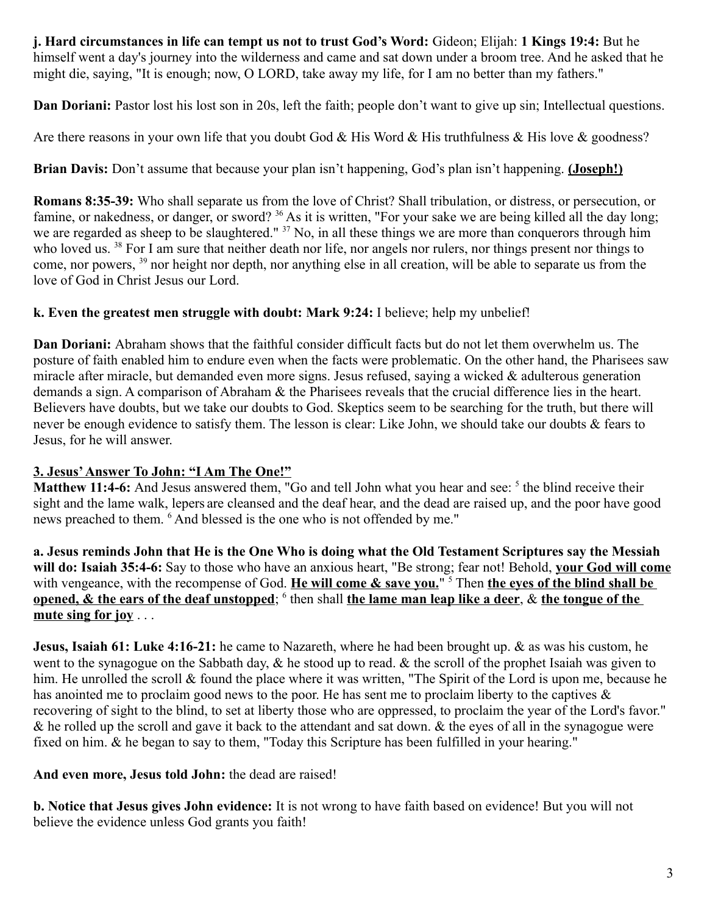**j. Hard circumstances in life can tempt us not to trust God's Word:** Gideon; Elijah: **1 Kings 19:4:** But he himself went a day's journey into the wilderness and came and sat down under a broom tree. And he asked that he might die, saying, "It is enough; now, O LORD, take away my life, for I am no better than my fathers."

**Dan Doriani:** Pastor lost his lost son in 20s, left the faith; people don't want to give up sin; Intellectual questions.

Are there reasons in your own life that you doubt God & His Word & His truthfulness & His love & goodness?

**Brian Davis:** Don't assume that because your plan isn't happening, God's plan isn't happening. **<u>(Joseph!)</u>**

**Romans 8:35-39:** Who shall separate us from the love of Christ? Shall tribulation, or distress, or persecution, or famine, or nakedness, or danger, or sword? [36] As it is written, "For your sake we are being killed all the day long; we are regarded as sheep to be slaughtered." [37] No, in all these things we are more than conquerors through him who loved us. [38] For I am sure that neither death nor life, nor angels nor rulers, nor things present nor things to come, nor powers, [39] nor height nor depth, nor anything else in all creation, will be able to separate us from the love of God in Christ Jesus our Lord.

**k. Even the greatest men struggle with doubt: Mark 9:24:** I believe; help my unbelief!

**Dan Doriani:** Abraham shows that the faithful consider difficult facts but do not let them overwhelm us. The posture of faith enabled him to endure even when the facts were problematic. On the other hand, the Pharisees saw miracle after miracle, but demanded even more signs. Jesus refused, saying a wicked & adulterous generation demands a sign. A comparison of Abraham & the Pharisees reveals that the crucial difference lies in the heart. Believers have doubts, but we take our doubts to God. Skeptics seem to be searching for the truth, but there will never be enough evidence to satisfy them. The lesson is clear: Like John, we should take our doubts & fears to Jesus, for he will answer.

## <u>3. Jesus' Answer To John: "I Am The One!"</u>

**Matthew 11:4-6:** And Jesus answered them, "Go and tell John what you hear and see: [5] the blind receive their sight and the lame walk, lepers are cleansed and the deaf hear, and the dead are raised up, and the poor have good news preached to them. [6] And blessed is the one who is not offended by me."

**a. Jesus reminds John that He is the One Who is doing what the Old Testament Scriptures say the Messiah will do: Isaiah 35:4-6:** Say to those who have an anxious heart, "Be strong; fear not! Behold, **<u>your God will come</u>** with vengeance, with the recompense of God. **<u>He will come & save you.</u>**" [5] Then **<u>the eyes of the blind shall be opened, & the ears of the deaf unstopped</u>**; [6] then shall **<u>the lame man leap like a deer</u>**, & **<u>the tongue of the mute sing for joy</u>** . . .

**Jesus, Isaiah 61: Luke 4:16-21:** he came to Nazareth, where he had been brought up. & as was his custom, he went to the synagogue on the Sabbath day, & he stood up to read. & the scroll of the prophet Isaiah was given to him. He unrolled the scroll & found the place where it was written, "The Spirit of the Lord is upon me, because he has anointed me to proclaim good news to the poor. He has sent me to proclaim liberty to the captives & recovering of sight to the blind, to set at liberty those who are oppressed, to proclaim the year of the Lord's favor." & he rolled up the scroll and gave it back to the attendant and sat down. & the eyes of all in the synagogue were fixed on him. & he began to say to them, "Today this Scripture has been fulfilled in your hearing."

**And even more, Jesus told John:** the dead are raised!

**b. Notice that Jesus gives John evidence:** It is not wrong to have faith based on evidence! But you will not believe the evidence unless God grants you faith!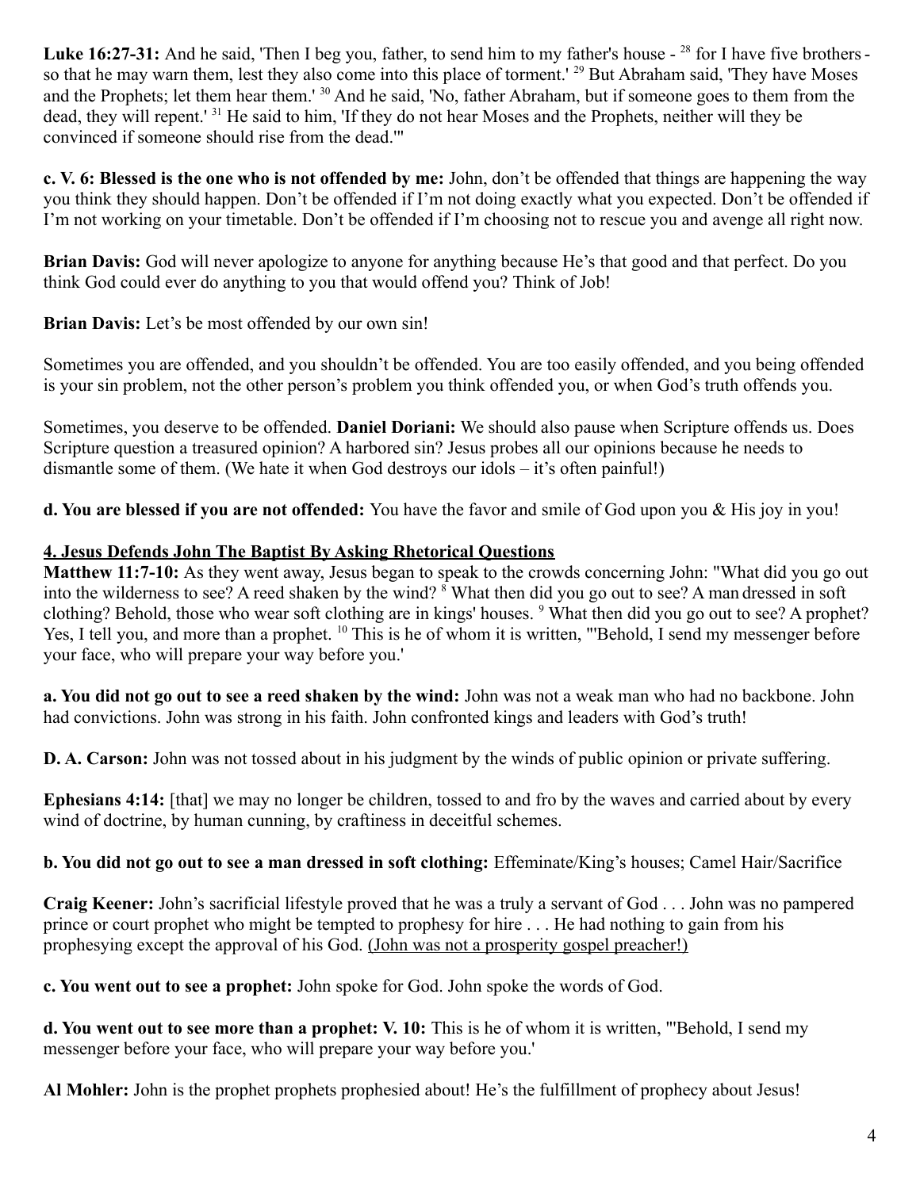**Luke 16:27-31:** And he said, 'Then I beg you, father, to send him to my father's house - [28] for I have five brothers - so that he may warn them, lest they also come into this place of torment.' [29] But Abraham said, 'They have Moses and the Prophets; let them hear them.' [30] And he said, 'No, father Abraham, but if someone goes to them from the dead, they will repent.' [31] He said to him, 'If they do not hear Moses and the Prophets, neither will they be convinced if someone should rise from the dead.'"

**c. V. 6: Blessed is the one who is not offended by me:** John, don't be offended that things are happening the way you think they should happen. Don't be offended if I'm not doing exactly what you expected. Don't be offended if I'm not working on your timetable. Don't be offended if I'm choosing not to rescue you and avenge all right now.

**Brian Davis:** God will never apologize to anyone for anything because He's that good and that perfect. Do you think God could ever do anything to you that would offend you? Think of Job!

**Brian Davis:** Let's be most offended by our own sin!

Sometimes you are offended, and you shouldn't be offended. You are too easily offended, and you being offended is your sin problem, not the other person's problem you think offended you, or when God's truth offends you.

Sometimes, you deserve to be offended. **Daniel Doriani:** We should also pause when Scripture offends us. Does Scripture question a treasured opinion? A harbored sin? Jesus probes all our opinions because he needs to dismantle some of them. (We hate it when God destroys our idols – it's often painful!)

**d. You are blessed if you are not offended:** You have the favor and smile of God upon you & His joy in you!

**4. Jesus Defends John The Baptist By Asking Rhetorical Questions**

**Matthew 11:7-10:** As they went away, Jesus began to speak to the crowds concerning John: "What did you go out into the wilderness to see? A reed shaken by the wind? [8] What then did you go out to see? A man dressed in soft clothing? Behold, those who wear soft clothing are in kings' houses. [9] What then did you go out to see? A prophet? Yes, I tell you, and more than a prophet. [10] This is he of whom it is written, "'Behold, I send my messenger before your face, who will prepare your way before you.'

**a. You did not go out to see a reed shaken by the wind:** John was not a weak man who had no backbone. John had convictions. John was strong in his faith. John confronted kings and leaders with God's truth!

**D. A. Carson:** John was not tossed about in his judgment by the winds of public opinion or private suffering.

**Ephesians 4:14:** [that] we may no longer be children, tossed to and fro by the waves and carried about by every wind of doctrine, by human cunning, by craftiness in deceitful schemes.

**b. You did not go out to see a man dressed in soft clothing:** Effeminate/King's houses; Camel Hair/Sacrifice

**Craig Keener:** John's sacrificial lifestyle proved that he was a truly a servant of God . . . John was no pampered prince or court prophet who might be tempted to prophesy for hire . . . He had nothing to gain from his prophesying except the approval of his God. (John was not a prosperity gospel preacher!)

**c. You went out to see a prophet:** John spoke for God. John spoke the words of God.

**d. You went out to see more than a prophet: V. 10:** This is he of whom it is written, "'Behold, I send my messenger before your face, who will prepare your way before you.'

**Al Mohler:** John is the prophet prophets prophesied about! He's the fulfillment of prophecy about Jesus!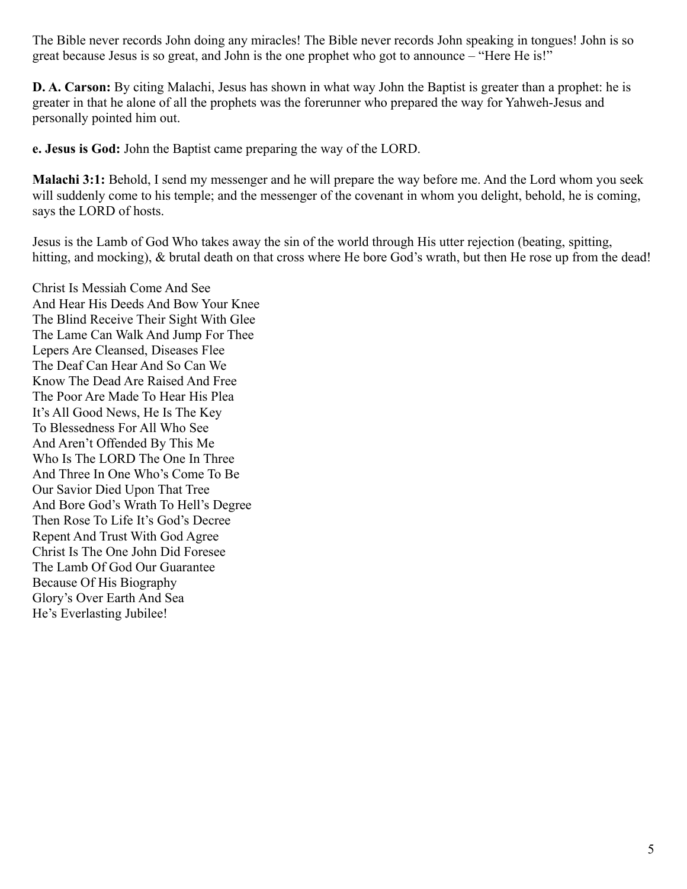The Bible never records John doing any miracles! The Bible never records John speaking in tongues! John is so great because Jesus is so great, and John is the one prophet who got to announce – "Here He is!"

**D. A. Carson:** By citing Malachi, Jesus has shown in what way John the Baptist is greater than a prophet: he is greater in that he alone of all the prophets was the forerunner who prepared the way for Yahweh-Jesus and personally pointed him out.

**e. Jesus is God:** John the Baptist came preparing the way of the LORD.

**Malachi 3:1:** Behold, I send my messenger and he will prepare the way before me. And the Lord whom you seek will suddenly come to his temple; and the messenger of the covenant in whom you delight, behold, he is coming, says the LORD of hosts.

Jesus is the Lamb of God Who takes away the sin of the world through His utter rejection (beating, spitting, hitting, and mocking), & brutal death on that cross where He bore God's wrath, but then He rose up from the dead!

Christ Is Messiah Come And See
And Hear His Deeds And Bow Your Knee
The Blind Receive Their Sight With Glee
The Lame Can Walk And Jump For Thee
Lepers Are Cleansed, Diseases Flee
The Deaf Can Hear And So Can We
Know The Dead Are Raised And Free
The Poor Are Made To Hear His Plea
It's All Good News, He Is The Key
To Blessedness For All Who See
And Aren't Offended By This Me
Who Is The LORD The One In Three
And Three In One Who's Come To Be
Our Savior Died Upon That Tree
And Bore God's Wrath To Hell's Degree
Then Rose To Life It's God's Decree
Repent And Trust With God Agree
Christ Is The One John Did Foresee
The Lamb Of God Our Guarantee
Because Of His Biography
Glory's Over Earth And Sea
He's Everlasting Jubilee!